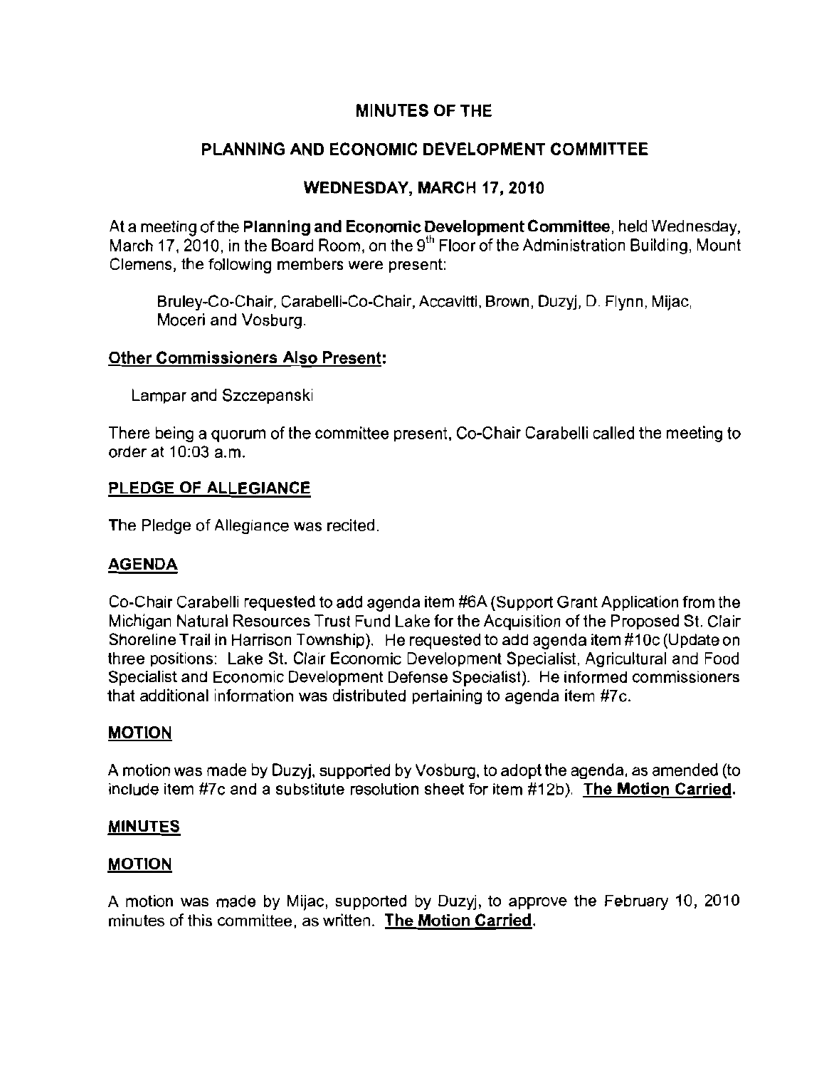# MINUTES OF THE

## PLANNING AND ECONOMIC DEVELOPMENT COMMITTEE

### WEDNESDAY, MARCH 17, 2010

At a meeting of the **Planning and Economic Development Committee**, held Wednesday, March 17, 2010, in the Board Room, on the 9th Floor of the Administration Building, Mount Clemens, the following members were present:

Bruley-Co-Chair, Carabelli-Co-Chair, Accavitti, Brown, Duzyj, D. Flynn, Mijac, Moceri and Vosburg.

**Other Commissioners Also Present:**

Lampar and Szczepanski

There being a quorum of the committee present, Co-Chair Carabelli called the meeting to order at 10:03 a.m.

**PLEDGE OF ALLEGIANCE**

The Pledge of Allegiance was recited.

**AGENDA**

Co-Chair Carabelli requested to add agenda item #6A (Support Grant Application from the Michigan Natural Resources Trust Fund Lake for the Acquisition of the Proposed St. Clair Shoreline Trail in Harrison Township). He requested to add agenda item #10c (Update on three positions: Lake St. Clair Economic Development Specialist, Agricultural and Food Specialist and Economic Development Defense Specialist). He informed commissioners that additional information was distributed pertaining to agenda item #7c.

**MOTION**

A motion was made by Duzyj, supported by Vosburg, to adopt the agenda, as amended (to include item #7c and a substitute resolution sheet for item #12b). **The Motion Carried.**

**MINUTES**

**MOTION**

A motion was made by Mijac, supported by Duzyj, to approve the February 10, 2010 minutes of this committee, as written. **The Motion Carried.**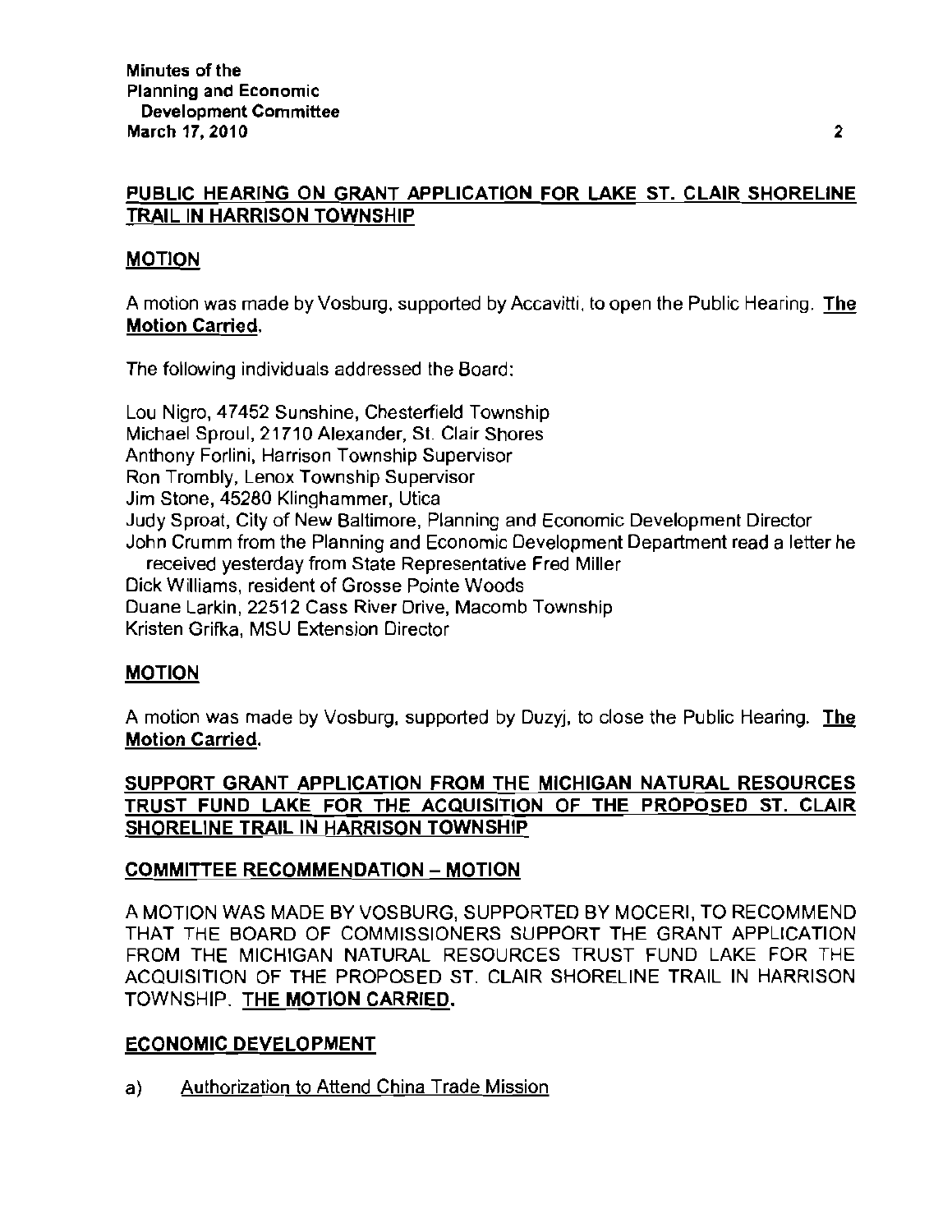## PUBLIC HEARING ON GRANT APPLICATION FOR LAKE ST. CLAIR SHORELINE TRAIL IN HARRISON TOWNSHIP

### MOTION

A motion was made by Vosburg, supported by Accavitti, to open the Public Hearing. **The Motion Carried.**

The following individuals addressed the Board:

Lou Nigro, 47452 Sunshine, Chesterfield Township
Michael Sproul, 21710 Alexander, St. Clair Shores
Anthony Forlini, Harrison Township Supervisor
Ron Trombly, Lenox Township Supervisor
Jim Stone, 45280 Klinghammer, Utica
Judy Sproat, City of New Baltimore, Planning and Economic Development Director
John Crumm from the Planning and Economic Development Department read a letter he received yesterday from State Representative Fred Miller
Dick Williams, resident of Grosse Pointe Woods
Duane Larkin, 22512 Cass River Drive, Macomb Township
Kristen Grifka, MSU Extension Director

### MOTION

A motion was made by Vosburg, supported by Duzyj, to close the Public Hearing. **The Motion Carried.**

## SUPPORT GRANT APPLICATION FROM THE MICHIGAN NATURAL RESOURCES TRUST FUND LAKE FOR THE ACQUISITION OF THE PROPOSED ST. CLAIR SHORELINE TRAIL IN HARRISON TOWNSHIP

### COMMITTEE RECOMMENDATION – MOTION

A MOTION WAS MADE BY VOSBURG, SUPPORTED BY MOCERI, TO RECOMMEND THAT THE BOARD OF COMMISSIONERS SUPPORT THE GRANT APPLICATION FROM THE MICHIGAN NATURAL RESOURCES TRUST FUND LAKE FOR THE ACQUISITION OF THE PROPOSED ST. CLAIR SHORELINE TRAIL IN HARRISON TOWNSHIP. **THE MOTION CARRIED.**

## ECONOMIC DEVELOPMENT

a) Authorization to Attend China Trade Mission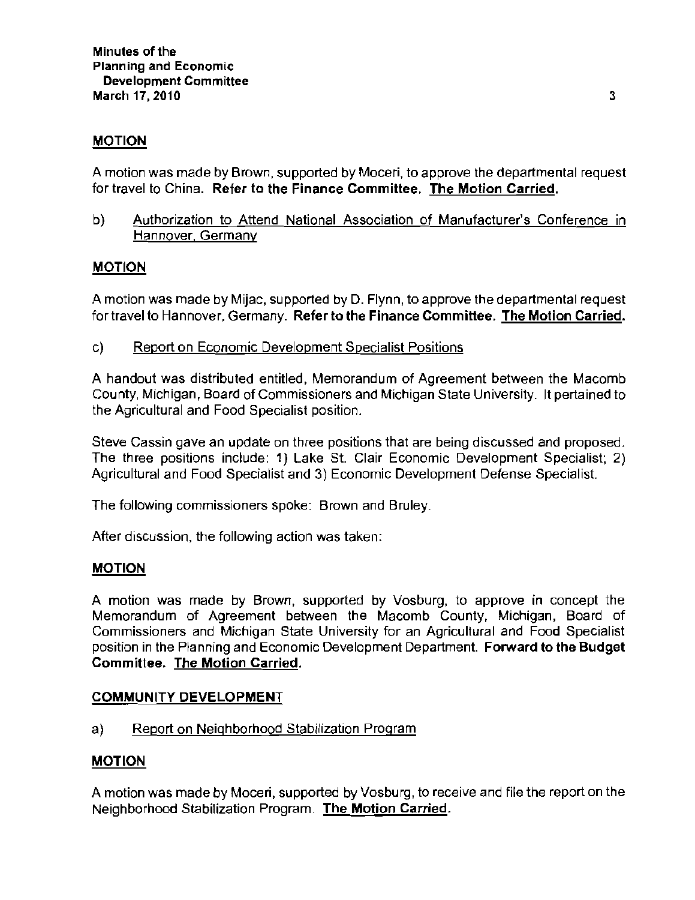**MOTION**

A motion was made by Brown, supported by Moceri, to approve the departmental request for travel to China. **Refer to the Finance Committee. The Motion Carried.**

b) Authorization to Attend National Association of Manufacturer's Conference in Hannover, Germany

**MOTION**

A motion was made by Mijac, supported by D. Flynn, to approve the departmental request for travel to Hannover, Germany. **Refer to the Finance Committee. The Motion Carried.**

c) Report on Economic Development Specialist Positions

A handout was distributed entitled, Memorandum of Agreement between the Macomb County, Michigan, Board of Commissioners and Michigan State University. It pertained to the Agricultural and Food Specialist position.

Steve Cassin gave an update on three positions that are being discussed and proposed. The three positions include: 1) Lake St. Clair Economic Development Specialist; 2) Agricultural and Food Specialist and 3) Economic Development Defense Specialist.

The following commissioners spoke: Brown and Bruley.

After discussion, the following action was taken:

**MOTION**

A motion was made by Brown, supported by Vosburg, to approve in concept the Memorandum of Agreement between the Macomb County, Michigan, Board of Commissioners and Michigan State University for an Agricultural and Food Specialist position in the Planning and Economic Development Department. **Forward to the Budget Committee. The Motion Carried.**

**COMMUNITY DEVELOPMENT**

a) Report on Neighborhood Stabilization Program

**MOTION**

A motion was made by Moceri, supported by Vosburg, to receive and file the report on the Neighborhood Stabilization Program. **The Motion Carried.**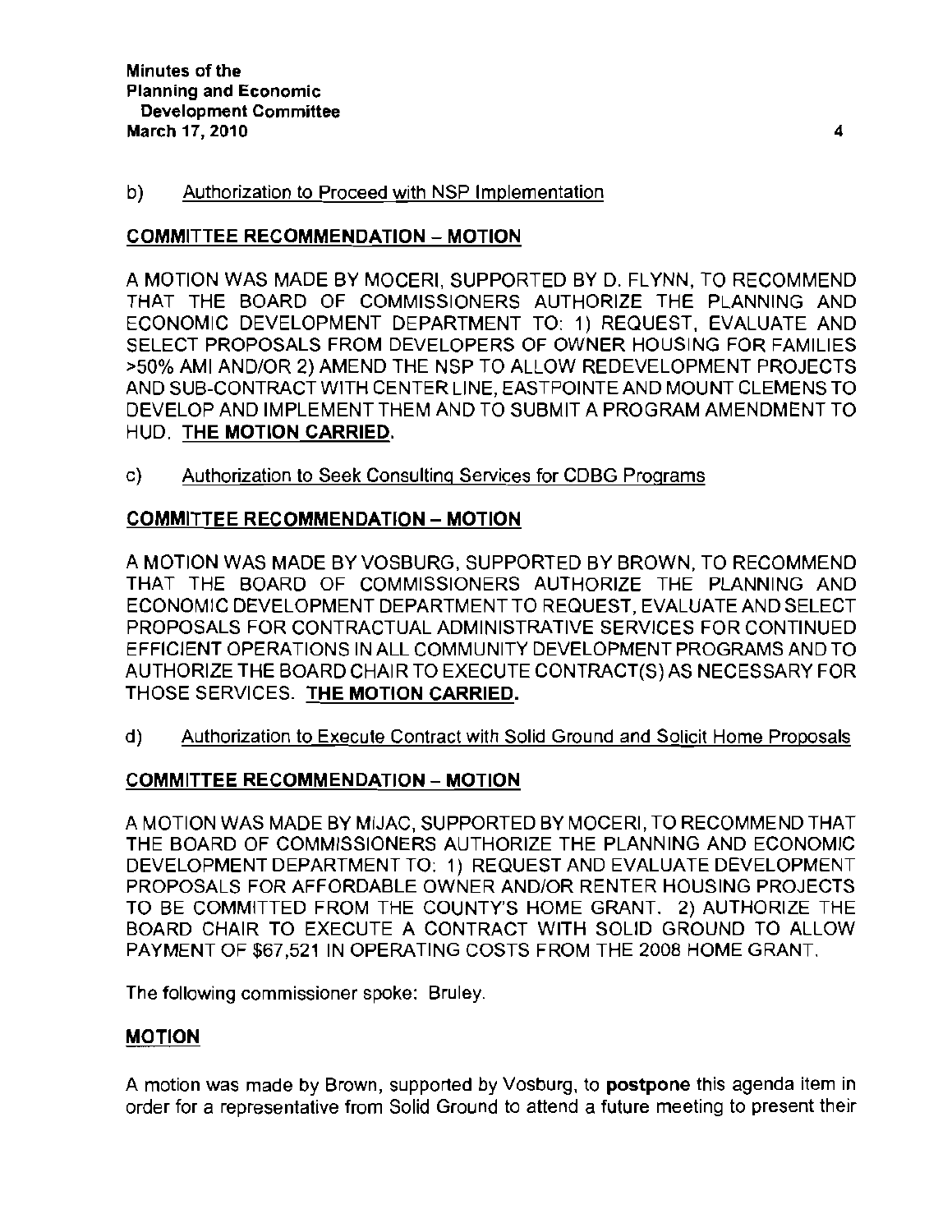b) Authorization to Proceed with NSP Implementation

**COMMITTEE RECOMMENDATION – MOTION**

A MOTION WAS MADE BY MOCERI, SUPPORTED BY D. FLYNN, TO RECOMMEND THAT THE BOARD OF COMMISSIONERS AUTHORIZE THE PLANNING AND ECONOMIC DEVELOPMENT DEPARTMENT TO: 1) REQUEST, EVALUATE AND SELECT PROPOSALS FROM DEVELOPERS OF OWNER HOUSING FOR FAMILIES >50% AMI AND/OR 2) AMEND THE NSP TO ALLOW REDEVELOPMENT PROJECTS AND SUB-CONTRACT WITH CENTER LINE, EASTPOINTE AND MOUNT CLEMENS TO DEVELOP AND IMPLEMENT THEM AND TO SUBMIT A PROGRAM AMENDMENT TO HUD. **THE MOTION CARRIED.**

c) Authorization to Seek Consulting Services for CDBG Programs

**COMMITTEE RECOMMENDATION – MOTION**

A MOTION WAS MADE BY VOSBURG, SUPPORTED BY BROWN, TO RECOMMEND THAT THE BOARD OF COMMISSIONERS AUTHORIZE THE PLANNING AND ECONOMIC DEVELOPMENT DEPARTMENT TO REQUEST, EVALUATE AND SELECT PROPOSALS FOR CONTRACTUAL ADMINISTRATIVE SERVICES FOR CONTINUED EFFICIENT OPERATIONS IN ALL COMMUNITY DEVELOPMENT PROGRAMS AND TO AUTHORIZE THE BOARD CHAIR TO EXECUTE CONTRACT(S) AS NECESSARY FOR THOSE SERVICES. **THE MOTION CARRIED.**

d) Authorization to Execute Contract with Solid Ground and Solicit Home Proposals

**COMMITTEE RECOMMENDATION – MOTION**

A MOTION WAS MADE BY MIJAC, SUPPORTED BY MOCERI, TO RECOMMEND THAT THE BOARD OF COMMISSIONERS AUTHORIZE THE PLANNING AND ECONOMIC DEVELOPMENT DEPARTMENT TO: 1) REQUEST AND EVALUATE DEVELOPMENT PROPOSALS FOR AFFORDABLE OWNER AND/OR RENTER HOUSING PROJECTS TO BE COMMITTED FROM THE COUNTY'S HOME GRANT. 2) AUTHORIZE THE BOARD CHAIR TO EXECUTE A CONTRACT WITH SOLID GROUND TO ALLOW PAYMENT OF $67,521 IN OPERATING COSTS FROM THE 2008 HOME GRANT.

The following commissioner spoke: Bruley.

**MOTION**

A motion was made by Brown, supported by Vosburg, to **postpone** this agenda item in order for a representative from Solid Ground to attend a future meeting to present their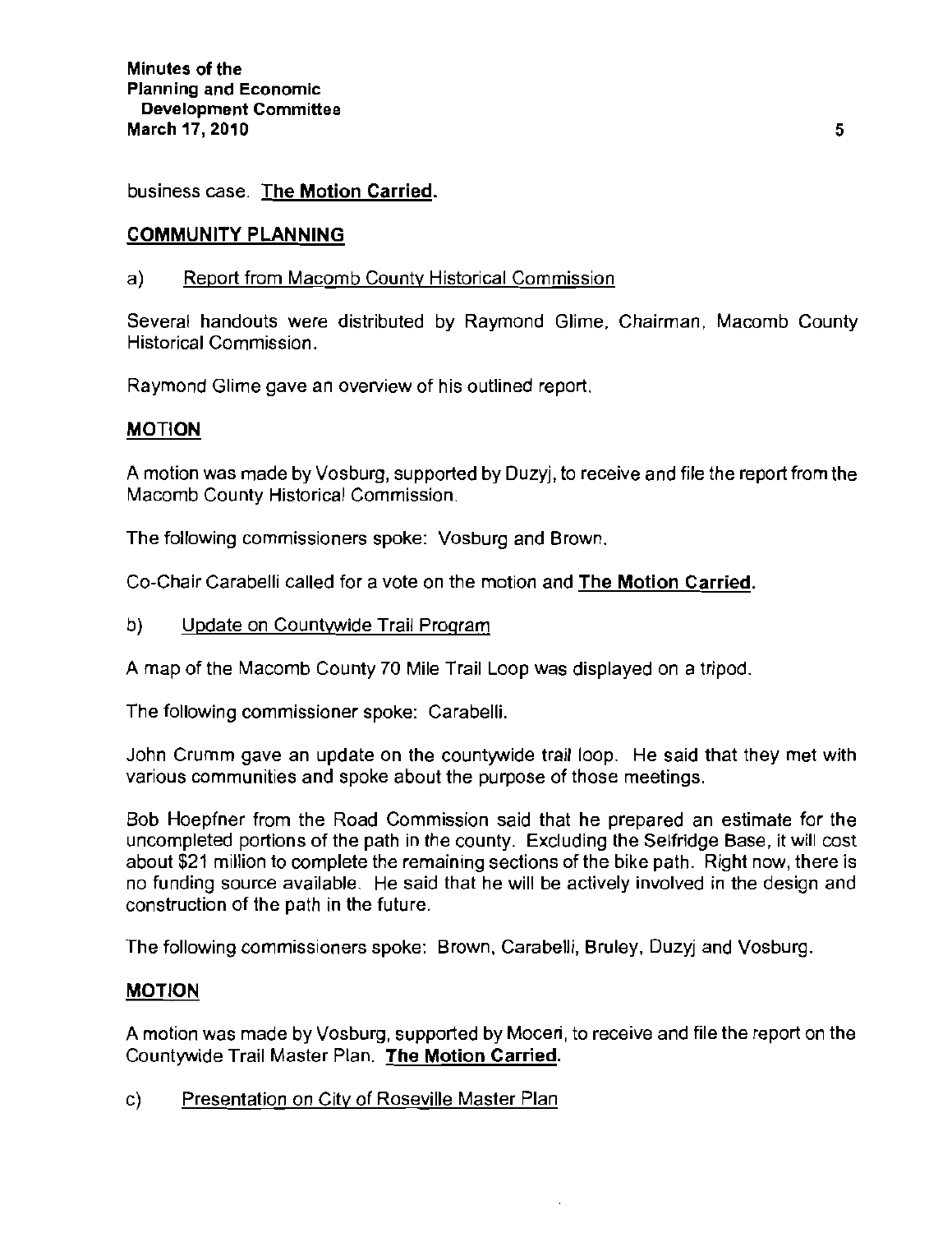business case. **The Motion Carried.**

## COMMUNITY PLANNING

a) Report from Macomb County Historical Commission

Several handouts were distributed by Raymond Glime, Chairman, Macomb County Historical Commission.

Raymond Glime gave an overview of his outlined report.

### MOTION

A motion was made by Vosburg, supported by Duzyj, to receive and file the report from the Macomb County Historical Commission.

The following commissioners spoke: Vosburg and Brown.

Co-Chair Carabelli called for a vote on the motion and **The Motion Carried.**

b) Update on Countywide Trail Program

A map of the Macomb County 70 Mile Trail Loop was displayed on a tripod.

The following commissioner spoke: Carabelli.

John Crumm gave an update on the countywide trail loop. He said that they met with various communities and spoke about the purpose of those meetings.

Bob Hoepfner from the Road Commission said that he prepared an estimate for the uncompleted portions of the path in the county. Excluding the Selfridge Base, it will cost about $21 million to complete the remaining sections of the bike path. Right now, there is no funding source available. He said that he will be actively involved in the design and construction of the path in the future.

The following commissioners spoke: Brown, Carabelli, Bruley, Duzyj and Vosburg.

### MOTION

A motion was made by Vosburg, supported by Moceri, to receive and file the report on the Countywide Trail Master Plan. **The Motion Carried.**

c) Presentation on City of Roseville Master Plan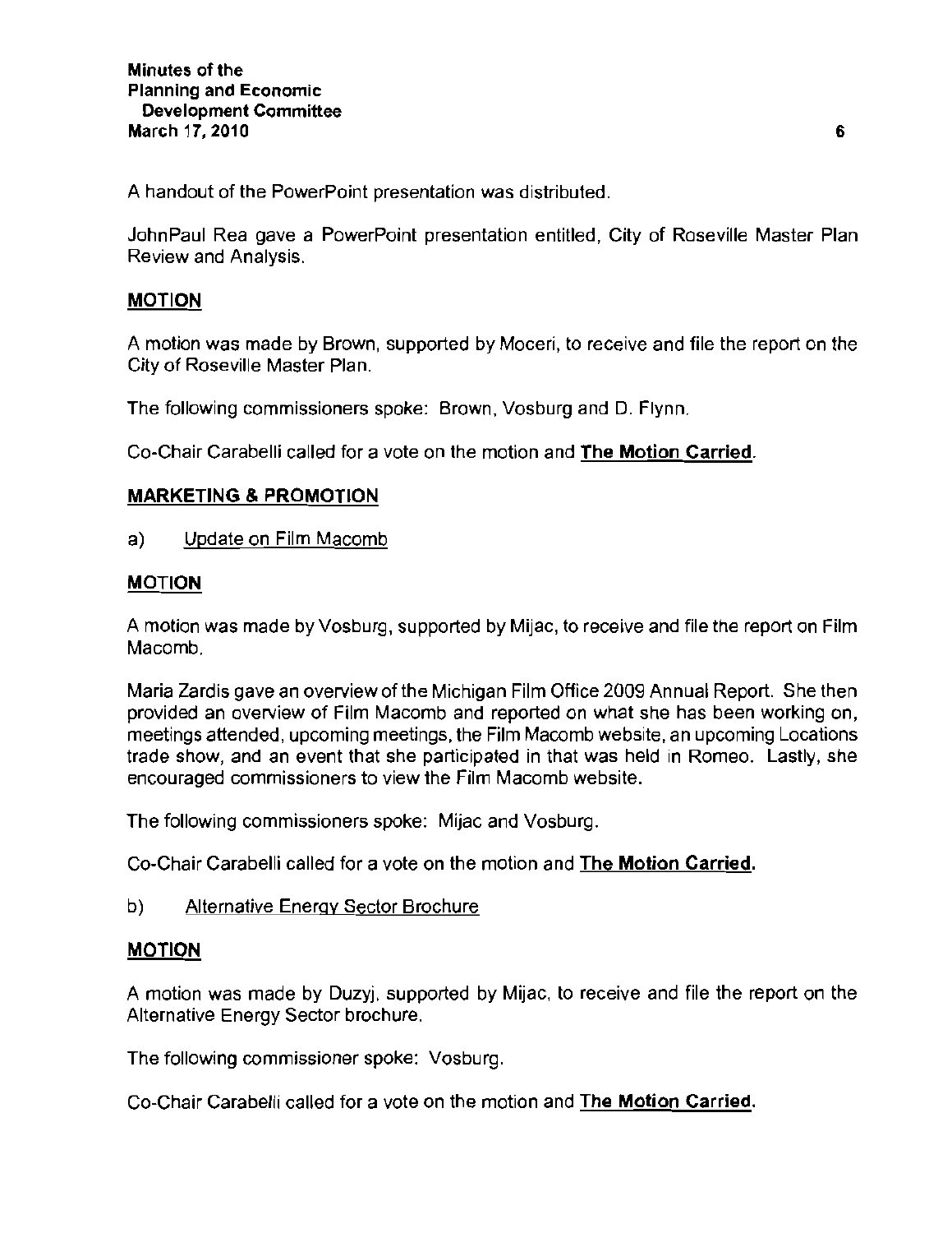A handout of the PowerPoint presentation was distributed.

JohnPaul Rea gave a PowerPoint presentation entitled, City of Roseville Master Plan Review and Analysis.

**MOTION**

A motion was made by Brown, supported by Moceri, to receive and file the report on the City of Roseville Master Plan.

The following commissioners spoke: Brown, Vosburg and D. Flynn.

Co-Chair Carabelli called for a vote on the motion and **The Motion Carried**.

**MARKETING & PROMOTION**

a) Update on Film Macomb

**MOTION**

A motion was made by Vosburg, supported by Mijac, to receive and file the report on Film Macomb.

Maria Zardis gave an overview of the Michigan Film Office 2009 Annual Report. She then provided an overview of Film Macomb and reported on what she has been working on, meetings attended, upcoming meetings, the Film Macomb website, an upcoming Locations trade show, and an event that she participated in that was held in Romeo. Lastly, she encouraged commissioners to view the Film Macomb website.

The following commissioners spoke: Mijac and Vosburg.

Co-Chair Carabelli called for a vote on the motion and **The Motion Carried.**

b) Alternative Energy Sector Brochure

**MOTION**

A motion was made by Duzyj, supported by Mijac, to receive and file the report on the Alternative Energy Sector brochure.

The following commissioner spoke: Vosburg.

Co-Chair Carabelli called for a vote on the motion and **The Motion Carried.**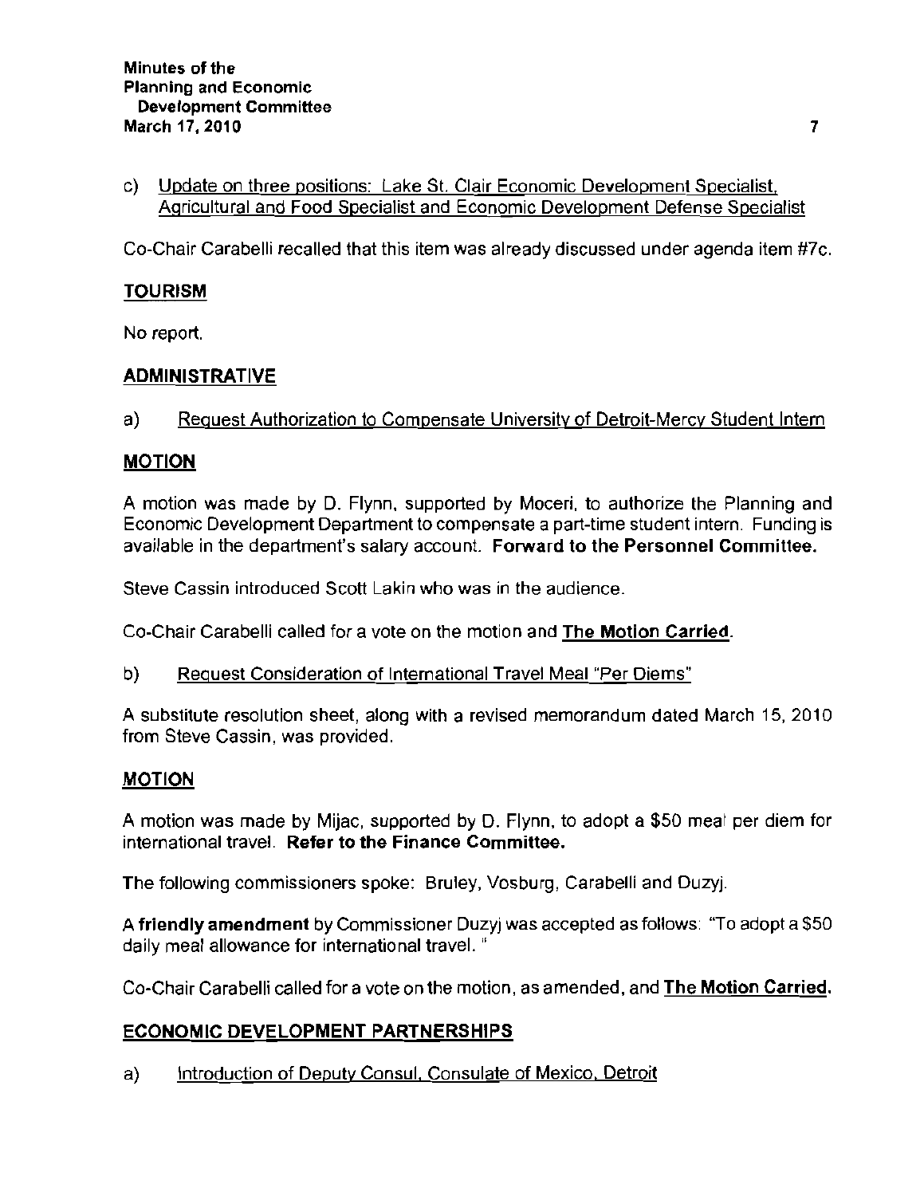c) Update on three positions: Lake St. Clair Economic Development Specialist, Agricultural and Food Specialist and Economic Development Defense Specialist

Co-Chair Carabelli recalled that this item was already discussed under agenda item #7c.

## TOURISM

No report.

## ADMINISTRATIVE

a) Request Authorization to Compensate University of Detroit-Mercy Student Intern

## MOTION

A motion was made by D. Flynn, supported by Moceri, to authorize the Planning and Economic Development Department to compensate a part-time student intern. Funding is available in the department's salary account. **Forward to the Personnel Committee.**

Steve Cassin introduced Scott Lakin who was in the audience.

Co-Chair Carabelli called for a vote on the motion and **The Motion Carried**.

b) Request Consideration of International Travel Meal "Per Diems"

A substitute resolution sheet, along with a revised memorandum dated March 15, 2010 from Steve Cassin, was provided.

## MOTION

A motion was made by Mijac, supported by D. Flynn, to adopt a $50 meal per diem for international travel. **Refer to the Finance Committee.**

The following commissioners spoke: Bruley, Vosburg, Carabelli and Duzyj.

A **friendly amendment** by Commissioner Duzyj was accepted as follows: "To adopt a $50 daily meal allowance for international travel."

Co-Chair Carabelli called for a vote on the motion, as amended, and **The Motion Carried**.

## ECONOMIC DEVELOPMENT PARTNERSHIPS

a) Introduction of Deputy Consul, Consulate of Mexico, Detroit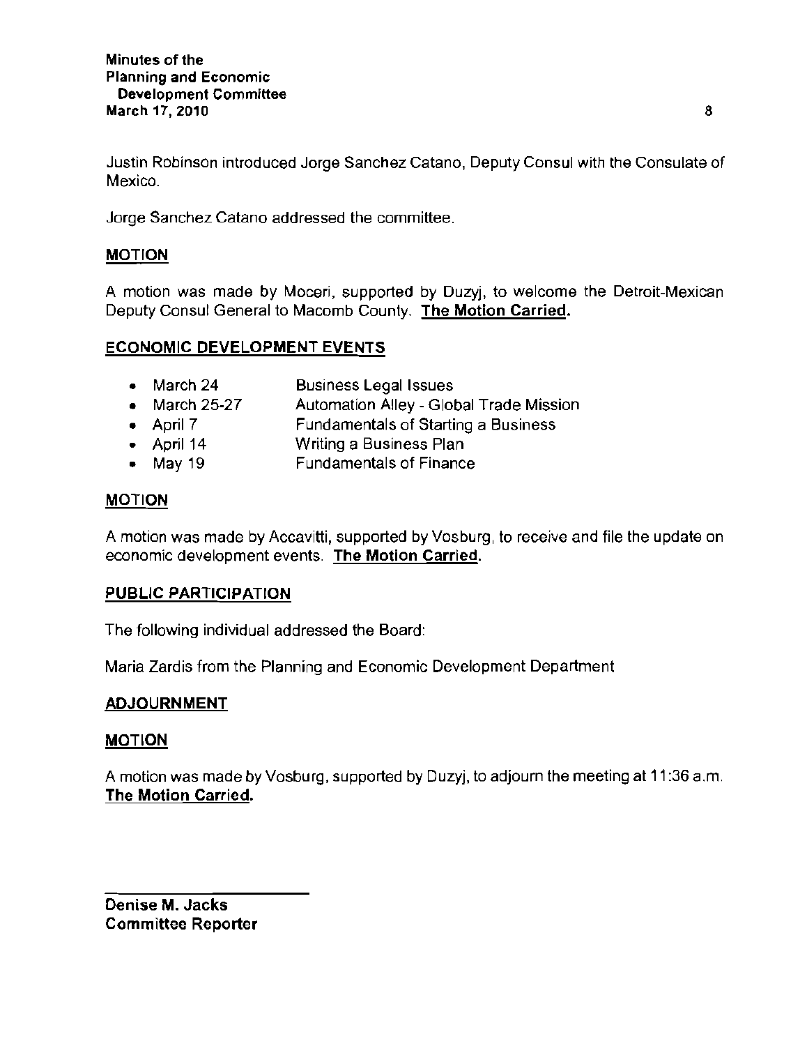Justin Robinson introduced Jorge Sanchez Catano, Deputy Consul with the Consulate of Mexico.

Jorge Sanchez Catano addressed the committee.

**MOTION**

A motion was made by Moceri, supported by Duzyj, to welcome the Detroit-Mexican Deputy Consul General to Macomb County. **The Motion Carried.**

**ECONOMIC DEVELOPMENT EVENTS**

- March 24 Business Legal Issues
- March 25-27 Automation Alley - Global Trade Mission
- April 7 Fundamentals of Starting a Business
- April 14 Writing a Business Plan
- May 19 Fundamentals of Finance

**MOTION**

A motion was made by Accavitti, supported by Vosburg, to receive and file the update on economic development events. **The Motion Carried.**

**PUBLIC PARTICIPATION**

The following individual addressed the Board:

Maria Zardis from the Planning and Economic Development Department

**ADJOURNMENT**

**MOTION**

A motion was made by Vosburg, supported by Duzyj, to adjourn the meeting at 11:36 a.m. **The Motion Carried.**

**Denise M. Jacks**
**Committee Reporter**